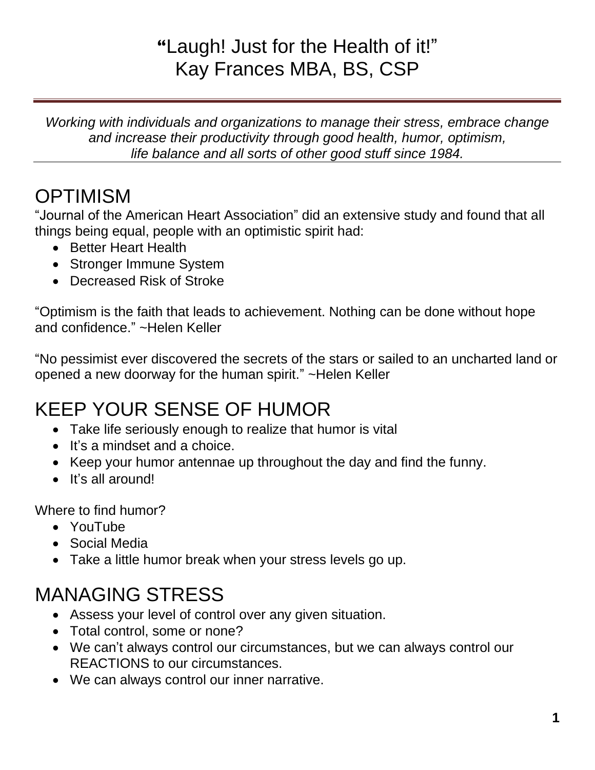# "Laugh! Just for the Health of it!"
# Kay Frances MBA, BS, CSP

*Working with individuals and organizations to manage their stress, embrace change and increase their productivity through good health, humor, optimism, life balance and all sorts of other good stuff since 1984.*

## OPTIMISM

"Journal of the American Heart Association" did an extensive study and found that all things being equal, people with an optimistic spirit had:

- Better Heart Health
- Stronger Immune System
- Decreased Risk of Stroke

"Optimism is the faith that leads to achievement. Nothing can be done without hope and confidence." ~Helen Keller

"No pessimist ever discovered the secrets of the stars or sailed to an uncharted land or opened a new doorway for the human spirit." ~Helen Keller

## KEEP YOUR SENSE OF HUMOR

- Take life seriously enough to realize that humor is vital
- It's a mindset and a choice.
- Keep your humor antennae up throughout the day and find the funny.
- It's all around!

Where to find humor?

- YouTube
- Social Media
- Take a little humor break when your stress levels go up.

## MANAGING STRESS

- Assess your level of control over any given situation.
- Total control, some or none?
- We can't always control our circumstances, but we can always control our REACTIONS to our circumstances.
- We can always control our inner narrative.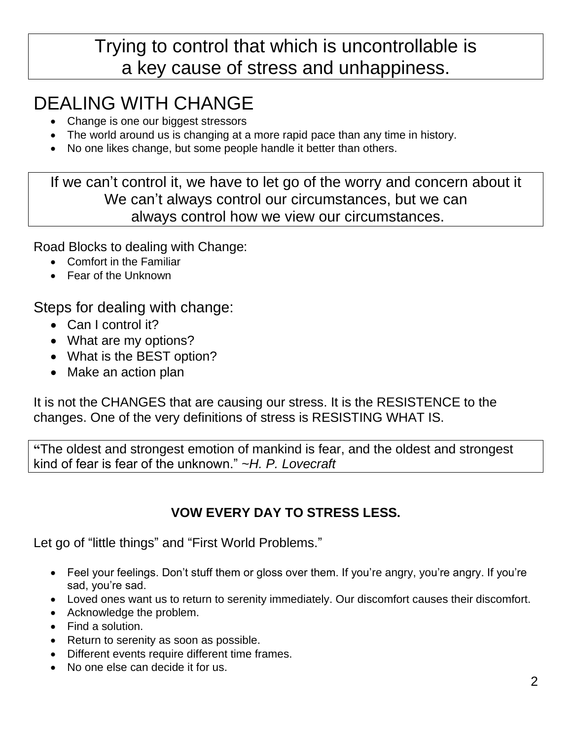Trying to control that which is uncontrollable is a key cause of stress and unhappiness.

# DEALING WITH CHANGE

- Change is one our biggest stressors
- The world around us is changing at a more rapid pace than any time in history.
- No one likes change, but some people handle it better than others.

If we can't control it, we have to let go of the worry and concern about it
We can't always control our circumstances, but we can always control how we view our circumstances.

Road Blocks to dealing with Change:

- Comfort in the Familiar
- Fear of the Unknown

## Steps for dealing with change:

- Can I control it?
- What are my options?
- What is the BEST option?
- Make an action plan

It is not the CHANGES that are causing our stress. It is the RESISTENCE to the changes. One of the very definitions of stress is RESISTING WHAT IS.

**"**The oldest and strongest emotion of mankind is fear, and the oldest and strongest kind of fear is fear of the unknown." *~H. P. Lovecraft*

**VOW EVERY DAY TO STRESS LESS.**

Let go of "little things" and "First World Problems."

- Feel your feelings. Don't stuff them or gloss over them. If you're angry, you're angry. If you're sad, you're sad.
- Loved ones want us to return to serenity immediately. Our discomfort causes their discomfort.
- Acknowledge the problem.
- Find a solution.
- Return to serenity as soon as possible.
- Different events require different time frames.
- No one else can decide it for us.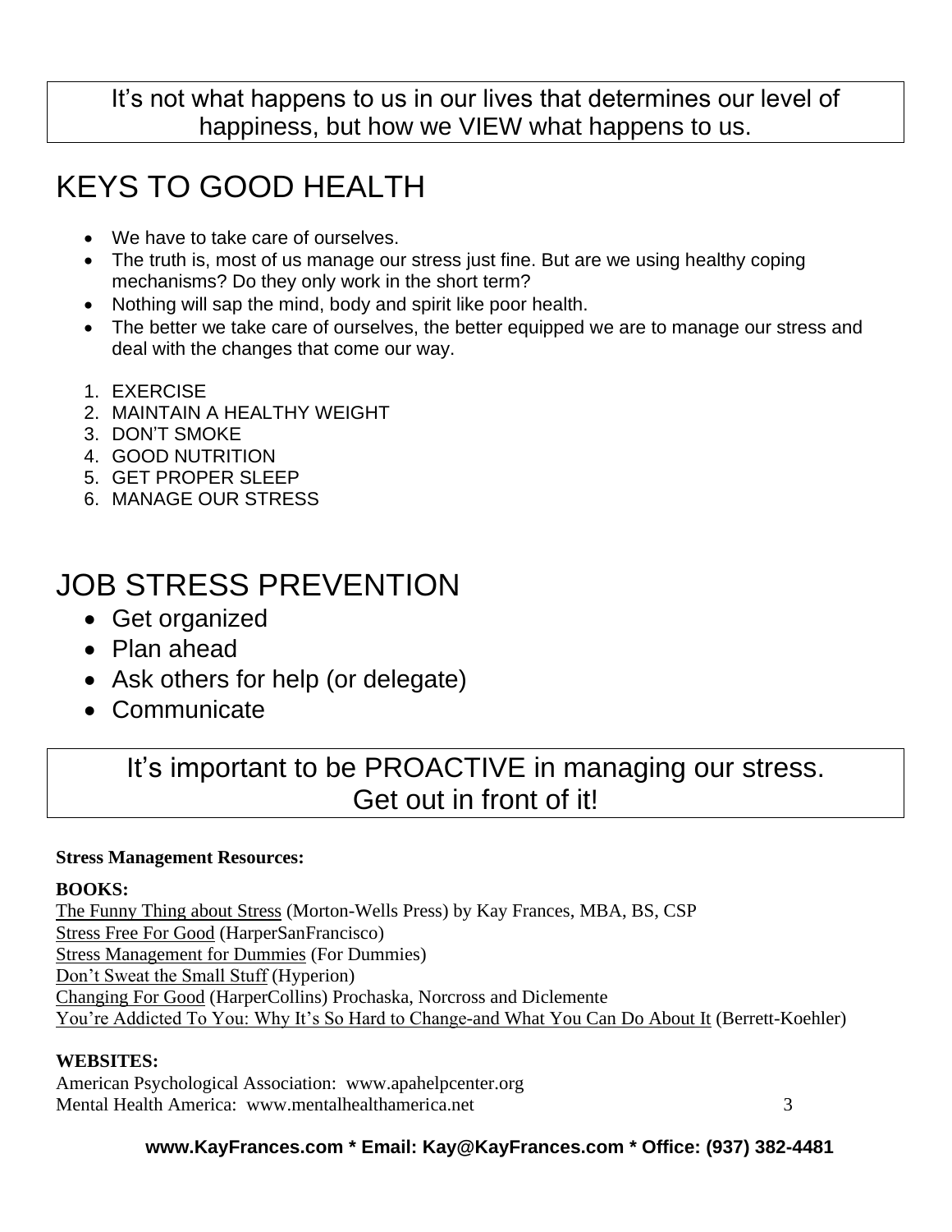It's not what happens to us in our lives that determines our level of happiness, but how we VIEW what happens to us.

# KEYS TO GOOD HEALTH

- We have to take care of ourselves.
- The truth is, most of us manage our stress just fine. But are we using healthy coping mechanisms? Do they only work in the short term?
- Nothing will sap the mind, body and spirit like poor health.
- The better we take care of ourselves, the better equipped we are to manage our stress and deal with the changes that come our way.

1. EXERCISE
2. MAINTAIN A HEALTHY WEIGHT
3. DON'T SMOKE
4. GOOD NUTRITION
5. GET PROPER SLEEP
6. MANAGE OUR STRESS

# JOB STRESS PREVENTION

- Get organized
- Plan ahead
- Ask others for help (or delegate)
- Communicate

It's important to be PROACTIVE in managing our stress. Get out in front of it!

**Stress Management Resources:**

**BOOKS:**

The Funny Thing about Stress (Morton-Wells Press) by Kay Frances, MBA, BS, CSP
Stress Free For Good (HarperSanFrancisco)
Stress Management for Dummies (For Dummies)
Don't Sweat the Small Stuff (Hyperion)
Changing For Good (HarperCollins) Prochaska, Norcross and Diclemente
You're Addicted To You: Why It's So Hard to Change-and What You Can Do About It (Berrett-Koehler)

**WEBSITES:**

American Psychological Association: www.apahelpcenter.org
Mental Health America: www.mentalhealthamerica.net

**www.KayFrances.com * Email: Kay@KayFrances.com * Office: (937) 382-4481**